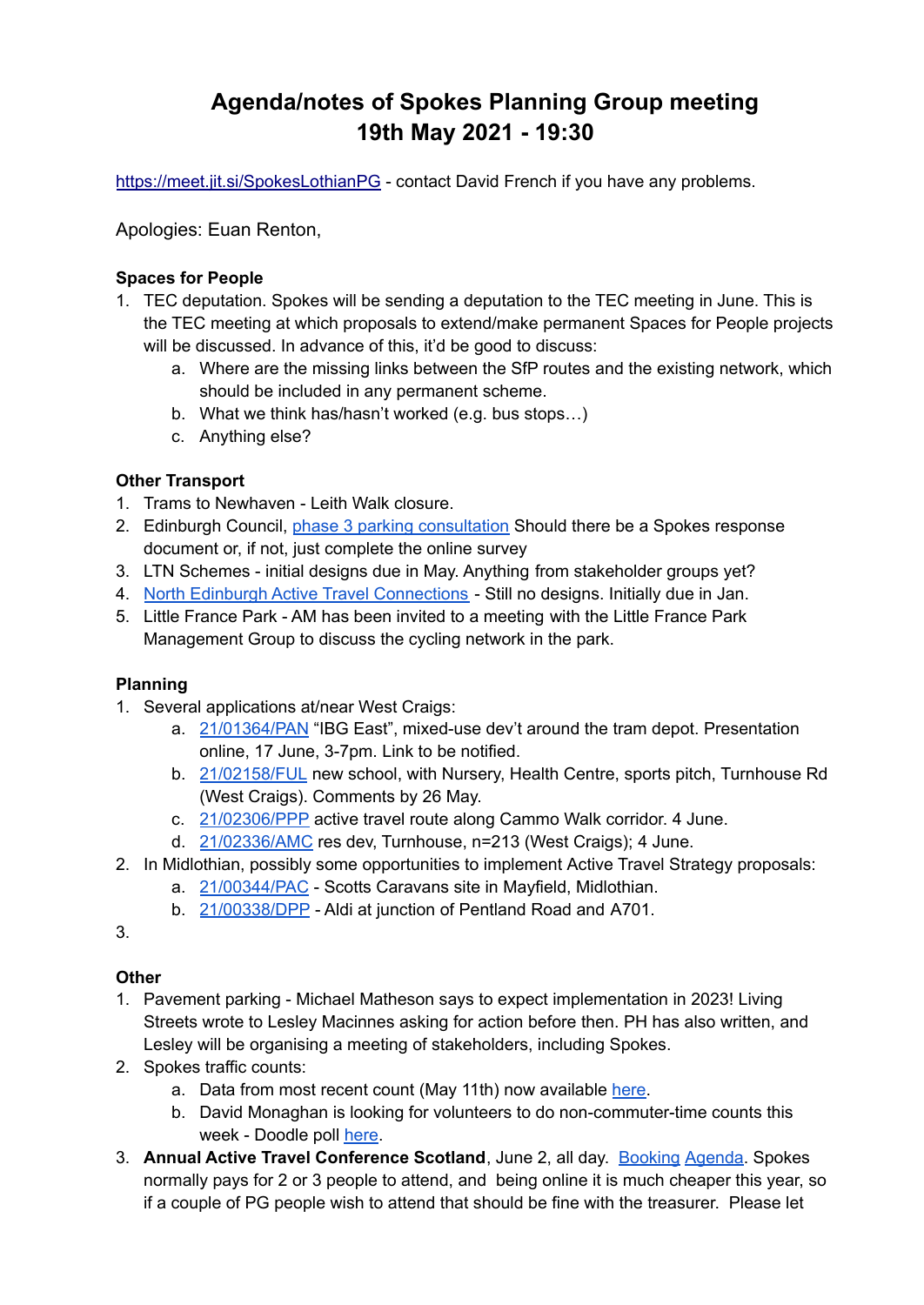# Agenda/notes of Spokes Planning Group meeting
# 19th May 2021 - 19:30

[https://meet.jit.si/SpokesLothianPG](https://meet.jit.si/SpokesLothianPG) - contact David French if you have any problems.

Apologies: Euan Renton,

**Spaces for People**

1. TEC deputation. Spokes will be sending a deputation to the TEC meeting in June. This is the TEC meeting at which proposals to extend/make permanent Spaces for People projects will be discussed. In advance of this, it'd be good to discuss:
    a. Where are the missing links between the SfP routes and the existing network, which should be included in any permanent scheme.
    b. What we think has/hasn't worked (e.g. bus stops…)
    c. Anything else?

**Other Transport**

1. Trams to Newhaven - Leith Walk closure.
2. Edinburgh Council, phase 3 parking consultation Should there be a Spokes response document or, if not, just complete the online survey
3. LTN Schemes - initial designs due in May. Anything from stakeholder groups yet?
4. North Edinburgh Active Travel Connections - Still no designs. Initially due in Jan.
5. Little France Park - AM has been invited to a meeting with the Little France Park Management Group to discuss the cycling network in the park.

**Planning**

1. Several applications at/near West Craigs:
    a. 21/01364/PAN "IBG East", mixed-use dev't around the tram depot. Presentation online, 17 June, 3-7pm. Link to be notified.
    b. 21/02158/FUL new school, with Nursery, Health Centre, sports pitch, Turnhouse Rd (West Craigs). Comments by 26 May.
    c. 21/02306/PPP active travel route along Cammo Walk corridor. 4 June.
    d. 21/02336/AMC res dev, Turnhouse, n=213 (West Craigs); 4 June.
2. In Midlothian, possibly some opportunities to implement Active Travel Strategy proposals:
    a. 21/00344/PAC - Scotts Caravans site in Mayfield, Midlothian.
    b. 21/00338/DPP - Aldi at junction of Pentland Road and A701.
3. 

**Other**

1. Pavement parking - Michael Matheson says to expect implementation in 2023! Living Streets wrote to Lesley Macinnes asking for action before then. PH has also written, and Lesley will be organising a meeting of stakeholders, including Spokes.
2. Spokes traffic counts:
    a. Data from most recent count (May 11th) now available here.
    b. David Monaghan is looking for volunteers to do non-commuter-time counts this week - Doodle poll here.
3. **Annual Active Travel Conference Scotland**, June 2, all day. Booking Agenda. Spokes normally pays for 2 or 3 people to attend, and being online it is much cheaper this year, so if a couple of PG people wish to attend that should be fine with the treasurer. Please let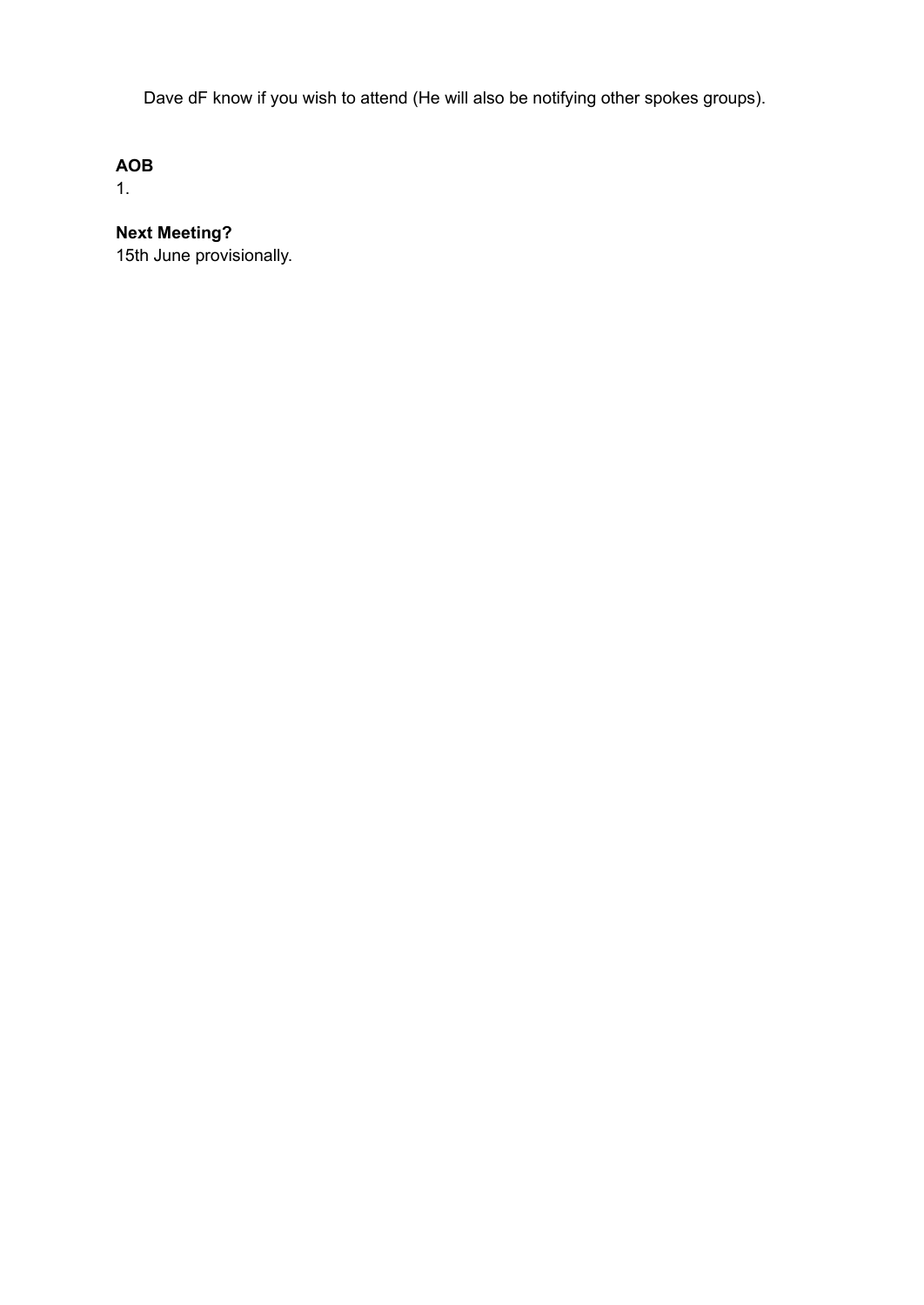Dave dF know if you wish to attend (He will also be notifying other spokes groups).

**AOB**

1.

**Next Meeting?**

15th June provisionally.